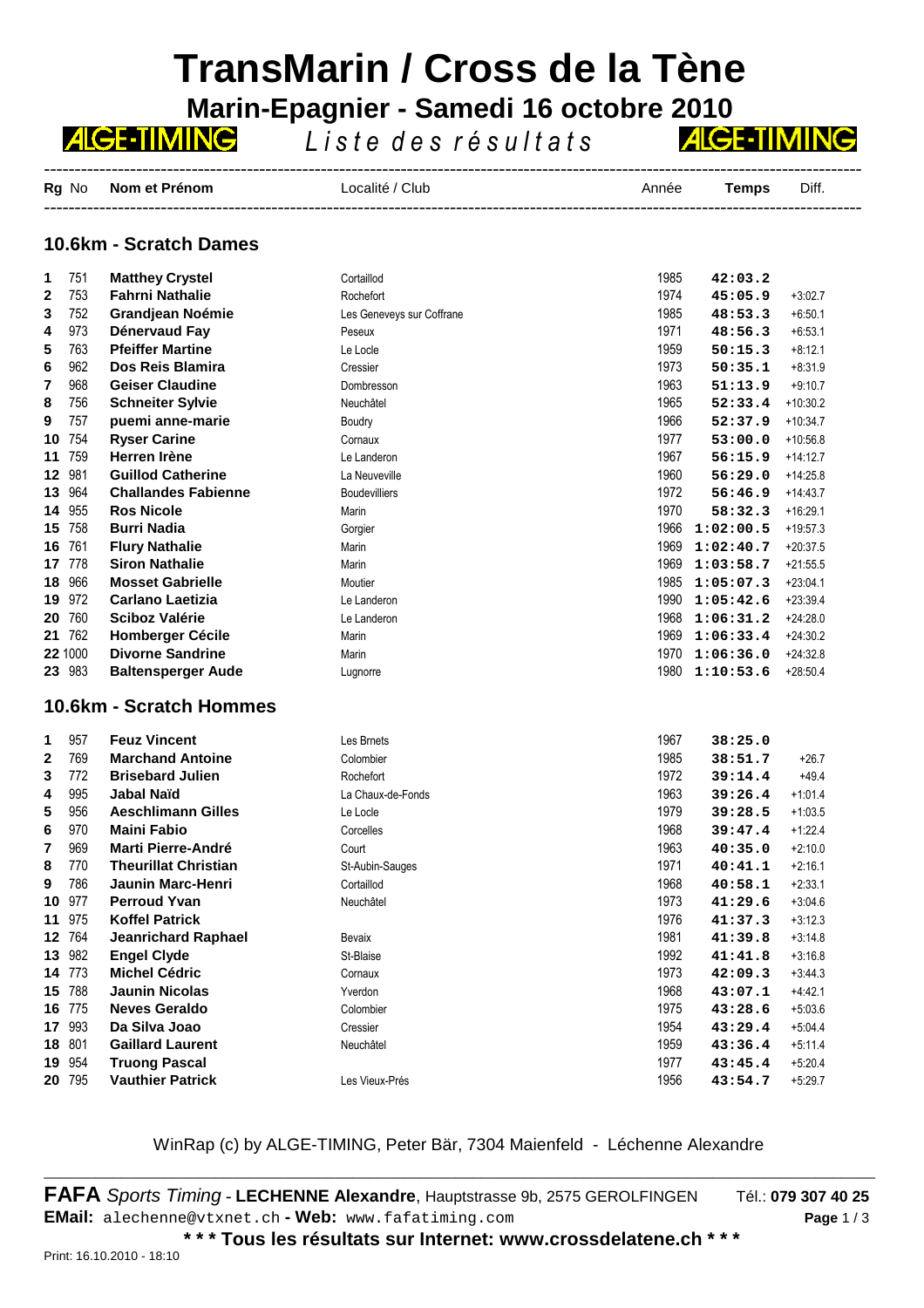# TransMarin / Cross de la Tène

## Marin-Epagnier - Samedi 16 octobre 2010

ALGE-TIMING *Liste des résultats* ALGE-TIMING

### 10.6km - Scratch Dames

| Rg | No | Nom et Prénom | Localité / Club | Année | Temps | Diff. |
|---|---|---|---|---|---|---|
| 1 | 751 | **Matthey Crystel** | Cortaillod | 1985 | **42:03.2** | |
| 2 | 753 | **Fahrni Nathalie** | Rochefort | 1974 | **45:05.9** | +3:02.7 |
| 3 | 752 | **Grandjean Noémie** | Les Geneveys sur Coffrane | 1985 | **48:53.3** | +6:50.1 |
| 4 | 973 | **Dénervaud Fay** | Peseux | 1971 | **48:56.3** | +6:53.1 |
| 5 | 763 | **Pfeiffer Martine** | Le Locle | 1959 | **50:15.3** | +8:12.1 |
| 6 | 962 | **Dos Reis Blamira** | Cressier | 1973 | **50:35.1** | +8:31.9 |
| 7 | 968 | **Geiser Claudine** | Dombresson | 1963 | **51:13.9** | +9:10.7 |
| 8 | 756 | **Schneiter Sylvie** | Neuchâtel | 1965 | **52:33.4** | +10:30.2 |
| 9 | 757 | **puemi anne-marie** | Boudry | 1966 | **52:37.9** | +10:34.7 |
| 10 | 754 | **Ryser Carine** | Cornaux | 1977 | **53:00.0** | +10:56.8 |
| 11 | 759 | **Herren Irène** | Le Landeron | 1967 | **56:15.9** | +14:12.7 |
| 12 | 981 | **Guillod Catherine** | La Neuveville | 1960 | **56:29.0** | +14:25.8 |
| 13 | 964 | **Challandes Fabienne** | Boudevilliers | 1972 | **56:46.9** | +14:43.7 |
| 14 | 955 | **Ros Nicole** | Marin | 1970 | **58:32.3** | +16:29.1 |
| 15 | 758 | **Burri Nadia** | Gorgier | 1966 | **1:02:00.5** | +19:57.3 |
| 16 | 761 | **Flury Nathalie** | Marin | 1969 | **1:02:40.7** | +20:37.5 |
| 17 | 778 | **Siron Nathalie** | Marin | 1969 | **1:03:58.7** | +21:55.5 |
| 18 | 966 | **Mosset Gabrielle** | Moutier | 1985 | **1:05:07.3** | +23:04.1 |
| 19 | 972 | **Carlano Laetizia** | Le Landeron | 1990 | **1:05:42.6** | +23:39.4 |
| 20 | 760 | **Sciboz Valérie** | Le Landeron | 1968 | **1:06:31.2** | +24:28.0 |
| 21 | 762 | **Homberger Cécile** | Marin | 1969 | **1:06:33.4** | +24:30.2 |
| 22 | 1000 | **Divorne Sandrine** | Marin | 1970 | **1:06:36.0** | +24:32.8 |
| 23 | 983 | **Baltensperger Aude** | Lugnorre | 1980 | **1:10:53.6** | +28:50.4 |

### 10.6km - Scratch Hommes

| Rg | No | Nom et Prénom | Localité / Club | Année | Temps | Diff. |
|---|---|---|---|---|---|---|
| 1 | 957 | **Feuz Vincent** | Les Brnets | 1967 | **38:25.0** | |
| 2 | 769 | **Marchand Antoine** | Colombier | 1985 | **38:51.7** | +26.7 |
| 3 | 772 | **Brisebard Julien** | Rochefort | 1972 | **39:14.4** | +49.4 |
| 4 | 995 | **Jabal Naïd** | La Chaux-de-Fonds | 1963 | **39:26.4** | +1:01.4 |
| 5 | 956 | **Aeschlimann Gilles** | Le Locle | 1979 | **39:28.5** | +1:03.5 |
| 6 | 970 | **Maini Fabio** | Corcelles | 1968 | **39:47.4** | +1:22.4 |
| 7 | 969 | **Marti Pierre-André** | Court | 1963 | **40:35.0** | +2:10.0 |
| 8 | 770 | **Theurillat Christian** | St-Aubin-Sauges | 1971 | **40:41.1** | +2:16.1 |
| 9 | 786 | **Jaunin Marc-Henri** | Cortaillod | 1968 | **40:58.1** | +2:33.1 |
| 10 | 977 | **Perroud Yvan** | Neuchâtel | 1973 | **41:29.6** | +3:04.6 |
| 11 | 975 | **Koffel Patrick** | | 1976 | **41:37.3** | +3:12.3 |
| 12 | 764 | **Jeanrichard Raphael** | Bevaix | 1981 | **41:39.8** | +3:14.8 |
| 13 | 982 | **Engel Clyde** | St-Blaise | 1992 | **41:41.8** | +3:16.8 |
| 14 | 773 | **Michel Cédric** | Cornaux | 1973 | **42:09.3** | +3:44.3 |
| 15 | 788 | **Jaunin Nicolas** | Yverdon | 1968 | **43:07.1** | +4:42.1 |
| 16 | 775 | **Neves Geraldo** | Colombier | 1975 | **43:28.6** | +5:03.6 |
| 17 | 993 | **Da Silva Joao** | Cressier | 1954 | **43:29.4** | +5:04.4 |
| 18 | 801 | **Gaillard Laurent** | Neuchâtel | 1959 | **43:36.4** | +5:11.4 |
| 19 | 954 | **Truong Pascal** | | 1977 | **43:45.4** | +5:20.4 |
| 20 | 795 | **Vauthier Patrick** | Les Vieux-Prés | 1956 | **43:54.7** | +5:29.7 |

WinRap (c) by ALGE-TIMING, Peter Bär, 7304 Maienfeld - Léchenne Alexandre

**FAFA** *Sports Timing* - **LECHENNE Alexandre**, Hauptstrasse 9b, 2575 GEROLFINGEN Tél.: **079 307 40 25**
**EMail:** alechenne@vtxnet.ch **- Web:** www.fafatiming.com

**\* \* \* Tous les résultats sur Internet: www.crossdelatene.ch \* \* \***

Print: 16.10.2010 - 18:10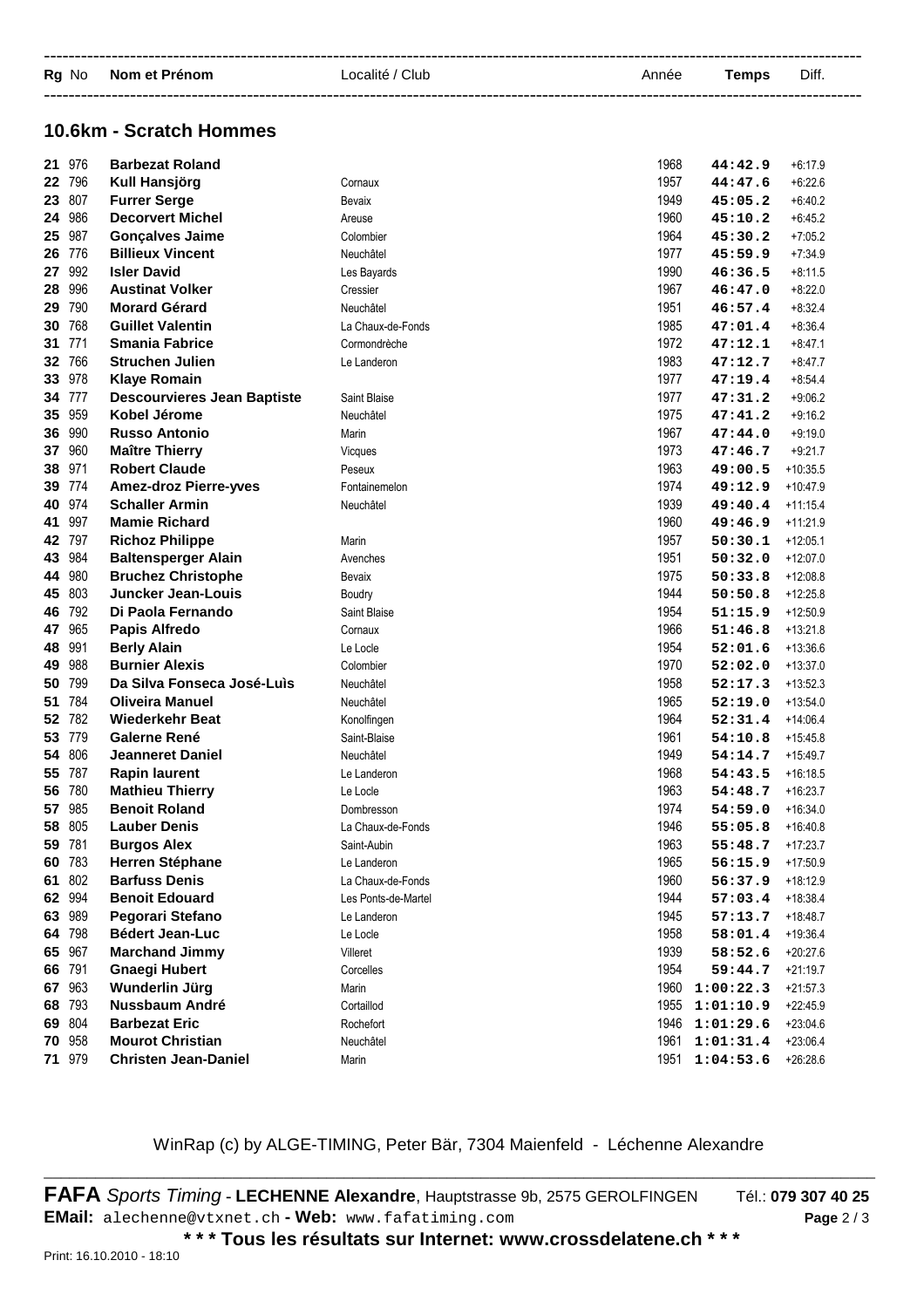| Rg | No | Nom et Prénom | Localité / Club | Année | Temps | Diff. |
|---|---|---|---|---|---|---|

## 10.6km - Scratch Hommes

| Rg | No | Nom et Prénom | Localité / Club | Année | Temps | Diff. |
|---|---|---|---|---|---|---|
| **21** | 976 | **Barbezat Roland** | | 1968 | **44:42.9** | +6:17.9 |
| **22** | 796 | **Kull Hansjörg** | Cornaux | 1957 | **44:47.6** | +6:22.6 |
| **23** | 807 | **Furrer Serge** | Bevaix | 1949 | **45:05.2** | +6:40.2 |
| **24** | 986 | **Decorvert Michel** | Areuse | 1960 | **45:10.2** | +6:45.2 |
| **25** | 987 | **Gonçalves Jaime** | Colombier | 1964 | **45:30.2** | +7:05.2 |
| **26** | 776 | **Billieux Vincent** | Neuchâtel | 1977 | **45:59.9** | +7:34.9 |
| **27** | 992 | **Isler David** | Les Bayards | 1990 | **46:36.5** | +8:11.5 |
| **28** | 996 | **Austinat Volker** | Cressier | 1967 | **46:47.0** | +8:22.0 |
| **29** | 790 | **Morard Gérard** | Neuchâtel | 1951 | **46:57.4** | +8:32.4 |
| **30** | 768 | **Guillet Valentin** | La Chaux-de-Fonds | 1985 | **47:01.4** | +8:36.4 |
| **31** | 771 | **Smania Fabrice** | Cormondrèche | 1972 | **47:12.1** | +8:47.1 |
| **32** | 766 | **Struchen Julien** | Le Landeron | 1983 | **47:12.7** | +8:47.7 |
| **33** | 978 | **Klaye Romain** | | 1977 | **47:19.4** | +8:54.4 |
| **34** | 777 | **Descourvieres Jean Baptiste** | Saint Blaise | 1977 | **47:31.2** | +9:06.2 |
| **35** | 959 | **Kobel Jérome** | Neuchâtel | 1975 | **47:41.2** | +9:16.2 |
| **36** | 990 | **Russo Antonio** | Marin | 1967 | **47:44.0** | +9:19.0 |
| **37** | 960 | **Maître Thierry** | Vicques | 1973 | **47:46.7** | +9:21.7 |
| **38** | 971 | **Robert Claude** | Peseux | 1963 | **49:00.5** | +10:35.5 |
| **39** | 774 | **Amez-droz Pierre-yves** | Fontainemelon | 1974 | **49:12.9** | +10:47.9 |
| **40** | 974 | **Schaller Armin** | Neuchâtel | 1939 | **49:40.4** | +11:15.4 |
| **41** | 997 | **Mamie Richard** | | 1960 | **49:46.9** | +11:21.9 |
| **42** | 797 | **Richoz Philippe** | Marin | 1957 | **50:30.1** | +12:05.1 |
| **43** | 984 | **Baltensperger Alain** | Avenches | 1951 | **50:32.0** | +12:07.0 |
| **44** | 980 | **Bruchez Christophe** | Bevaix | 1975 | **50:33.8** | +12:08.8 |
| **45** | 803 | **Juncker Jean-Louis** | Boudry | 1944 | **50:50.8** | +12:25.8 |
| **46** | 792 | **Di Paola Fernando** | Saint Blaise | 1954 | **51:15.9** | +12:50.9 |
| **47** | 965 | **Papis Alfredo** | Cornaux | 1966 | **51:46.8** | +13:21.8 |
| **48** | 991 | **Berly Alain** | Le Locle | 1954 | **52:01.6** | +13:36.6 |
| **49** | 988 | **Burnier Alexis** | Colombier | 1970 | **52:02.0** | +13:37.0 |
| **50** | 799 | **Da Silva Fonseca José-Luìs** | Neuchâtel | 1958 | **52:17.3** | +13:52.3 |
| **51** | 784 | **Oliveira Manuel** | Neuchâtel | 1965 | **52:19.0** | +13:54.0 |
| **52** | 782 | **Wiederkehr Beat** | Konolfingen | 1964 | **52:31.4** | +14:06.4 |
| **53** | 779 | **Galerne René** | Saint-Blaise | 1961 | **54:10.8** | +15:45.8 |
| **54** | 806 | **Jeanneret Daniel** | Neuchâtel | 1949 | **54:14.7** | +15:49.7 |
| **55** | 787 | **Rapin laurent** | Le Landeron | 1968 | **54:43.5** | +16:18.5 |
| **56** | 780 | **Mathieu Thierry** | Le Locle | 1963 | **54:48.7** | +16:23.7 |
| **57** | 985 | **Benoit Roland** | Dombresson | 1974 | **54:59.0** | +16:34.0 |
| **58** | 805 | **Lauber Denis** | La Chaux-de-Fonds | 1946 | **55:05.8** | +16:40.8 |
| **59** | 781 | **Burgos Alex** | Saint-Aubin | 1963 | **55:48.7** | +17:23.7 |
| **60** | 783 | **Herren Stéphane** | Le Landeron | 1965 | **56:15.9** | +17:50.9 |
| **61** | 802 | **Barfuss Denis** | La Chaux-de-Fonds | 1960 | **56:37.9** | +18:12.9 |
| **62** | 994 | **Benoit Edouard** | Les Ponts-de-Martel | 1944 | **57:03.4** | +18:38.4 |
| **63** | 989 | **Pegorari Stefano** | Le Landeron | 1945 | **57:13.7** | +18:48.7 |
| **64** | 798 | **Bédert Jean-Luc** | Le Locle | 1958 | **58:01.4** | +19:36.4 |
| **65** | 967 | **Marchand Jimmy** | Villeret | 1939 | **58:52.6** | +20:27.6 |
| **66** | 791 | **Gnaegi Hubert** | Corcelles | 1954 | **59:44.7** | +21:19.7 |
| **67** | 963 | **Wunderlin Jürg** | Marin | 1960 | **1:00:22.3** | +21:57.3 |
| **68** | 793 | **Nussbaum André** | Cortaillod | 1955 | **1:01:10.9** | +22:45.9 |
| **69** | 804 | **Barbezat Eric** | Rochefort | 1946 | **1:01:29.6** | +23:04.6 |
| **70** | 958 | **Mourot Christian** | Neuchâtel | 1961 | **1:01:31.4** | +23:06.4 |
| **71** | 979 | **Christen Jean-Daniel** | Marin | 1951 | **1:04:53.6** | +26:28.6 |

WinRap (c) by ALGE-TIMING, Peter Bär, 7304 Maienfeld - Léchenne Alexandre

**FAFA** *Sports Timing* - **LECHENNE Alexandre**, Hauptstrasse 9b, 2575 GEROLFINGEN Tél.: **079 307 40 25**
**EMail:** alechenne@vtxnet.ch **- Web:** www.fafatiming.com

**\* \* \* Tous les résultats sur Internet: www.crossdelatene.ch \* \* \***

Print: 16.10.2010 - 18:10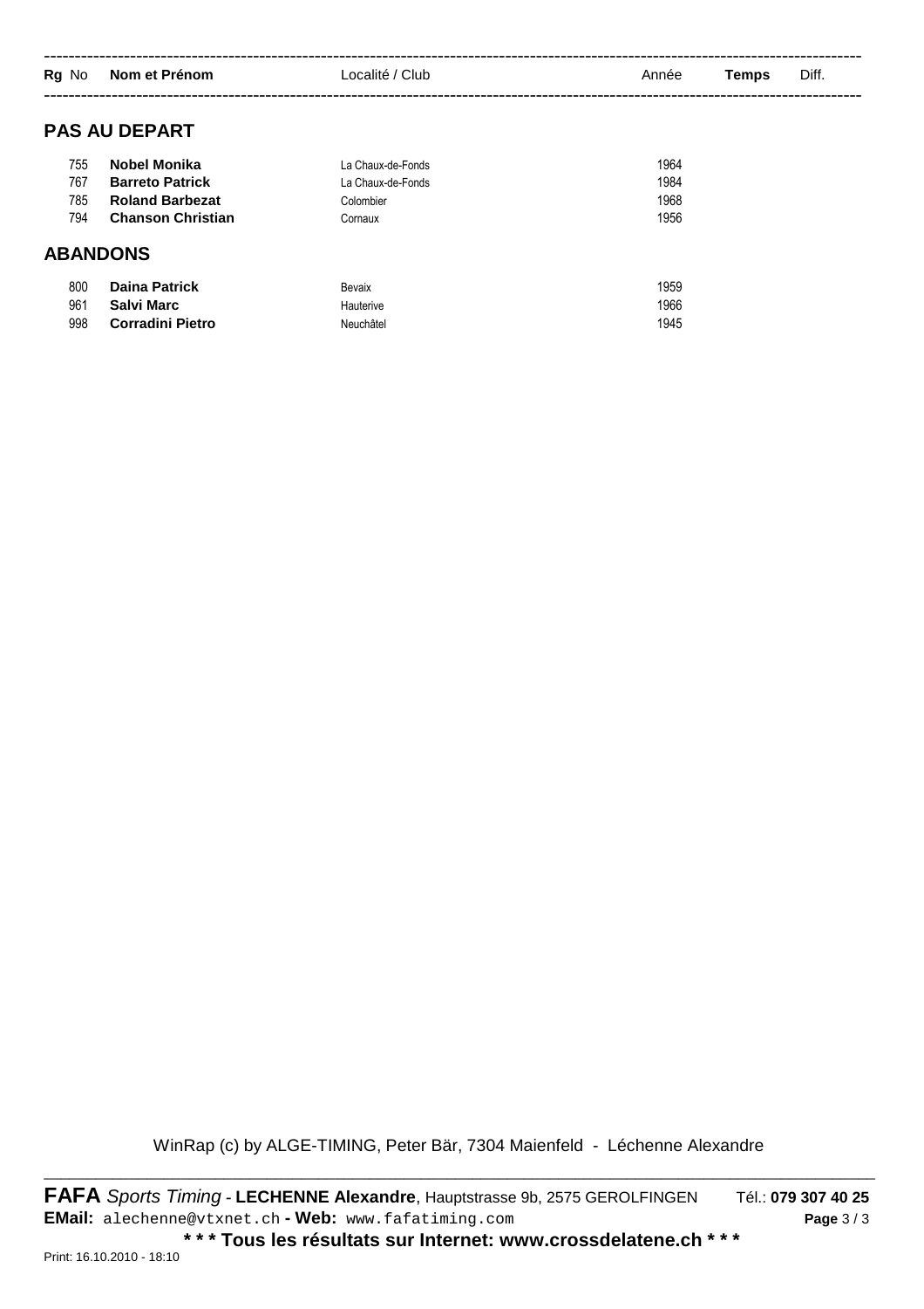| Rg | No | Nom et Prénom | Localité / Club | Année | Temps | Diff. |
|---|---|---|---|---|---|---|

## PAS AU DEPART

| | No | Nom et Prénom | Localité / Club | Année |
|---|---|---|---|---|
| | 755 | **Nobel Monika** | La Chaux-de-Fonds | 1964 |
| | 767 | **Barreto Patrick** | La Chaux-de-Fonds | 1984 |
| | 785 | **Roland Barbezat** | Colombier | 1968 |
| | 794 | **Chanson Christian** | Cornaux | 1956 |

## ABANDONS

| | No | Nom et Prénom | Localité / Club | Année |
|---|---|---|---|---|
| | 800 | **Daina Patrick** | Bevaix | 1959 |
| | 961 | **Salvi Marc** | Hauterive | 1966 |
| | 998 | **Corradini Pietro** | Neuchâtel | 1945 |

WinRap (c) by ALGE-TIMING, Peter Bär, 7304 Maienfeld - Léchenne Alexandre

**FAFA** *Sports Timing* - **LECHENNE Alexandre**, Hauptstrasse 9b, 2575 GEROLFINGEN Tél.: **079 307 40 25**
**EMail:** alechenne@vtxnet.ch **- Web:** www.fafatiming.com

**\* \* \* Tous les résultats sur Internet: www.crossdelatene.ch \* \* \***

Print: 16.10.2010 - 18:10